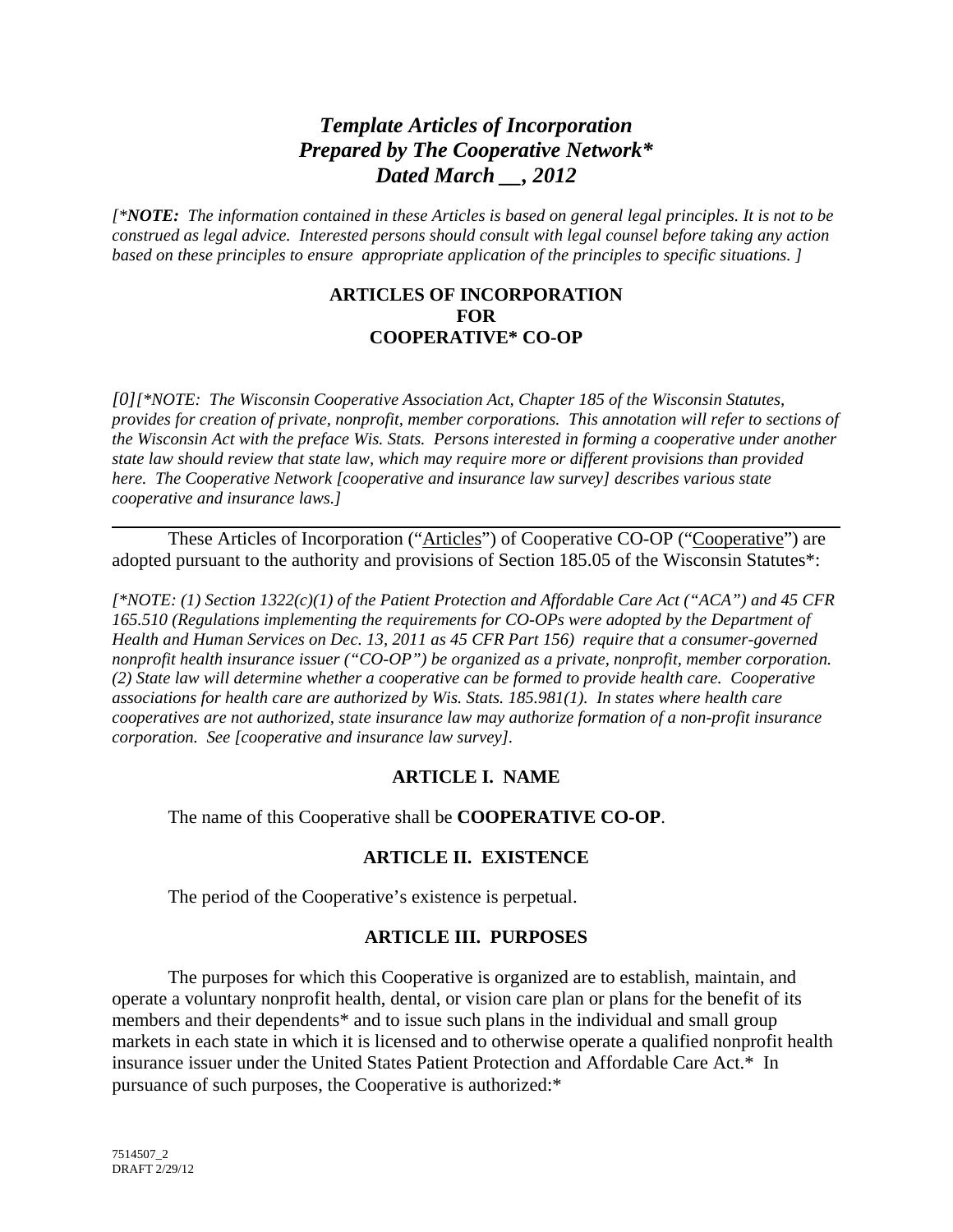# *Template Articles of Incorporation Prepared by The Cooperative Network* Dated March __, 2012*

*[*NOTE: The information contained in these Articles is based on general legal principles. It is not to be construed as legal advice. Interested persons should consult with legal counsel before taking any action based on these principles to ensure appropriate application of the principles to specific situations. ]*

## ARTICLES OF INCORPORATION FOR COOPERATIVE* CO-OP

*[0][*NOTE: The Wisconsin Cooperative Association Act, Chapter 185 of the Wisconsin Statutes, provides for creation of private, nonprofit, member corporations. This annotation will refer to sections of the Wisconsin Act with the preface Wis. Stats. Persons interested in forming a cooperative under another state law should review that state law, which may require more or different provisions than provided here. The Cooperative Network [cooperative and insurance law survey] describes various state cooperative and insurance laws.]*

---

These Articles of Incorporation ("Articles") of Cooperative CO-OP ("Cooperative") are adopted pursuant to the authority and provisions of Section 185.05 of the Wisconsin Statutes*:

*[*NOTE: (1) Section 1322(c)(1) of the Patient Protection and Affordable Care Act ("ACA") and 45 CFR 165.510 (Regulations implementing the requirements for CO-OPs were adopted by the Department of Health and Human Services on Dec. 13, 2011 as 45 CFR Part 156) require that a consumer-governed nonprofit health insurance issuer ("CO-OP") be organized as a private, nonprofit, member corporation. (2) State law will determine whether a cooperative can be formed to provide health care. Cooperative associations for health care are authorized by Wis. Stats. 185.981(1). In states where health care cooperatives are not authorized, state insurance law may authorize formation of a non-profit insurance corporation. See [cooperative and insurance law survey].*

### ARTICLE I. NAME

The name of this Cooperative shall be **COOPERATIVE CO-OP**.

### ARTICLE II. EXISTENCE

The period of the Cooperative's existence is perpetual.

### ARTICLE III. PURPOSES

The purposes for which this Cooperative is organized are to establish, maintain, and operate a voluntary nonprofit health, dental, or vision care plan or plans for the benefit of its members and their dependents* and to issue such plans in the individual and small group markets in each state in which it is licensed and to otherwise operate a qualified nonprofit health insurance issuer under the United States Patient Protection and Affordable Care Act.* In pursuance of such purposes, the Cooperative is authorized:*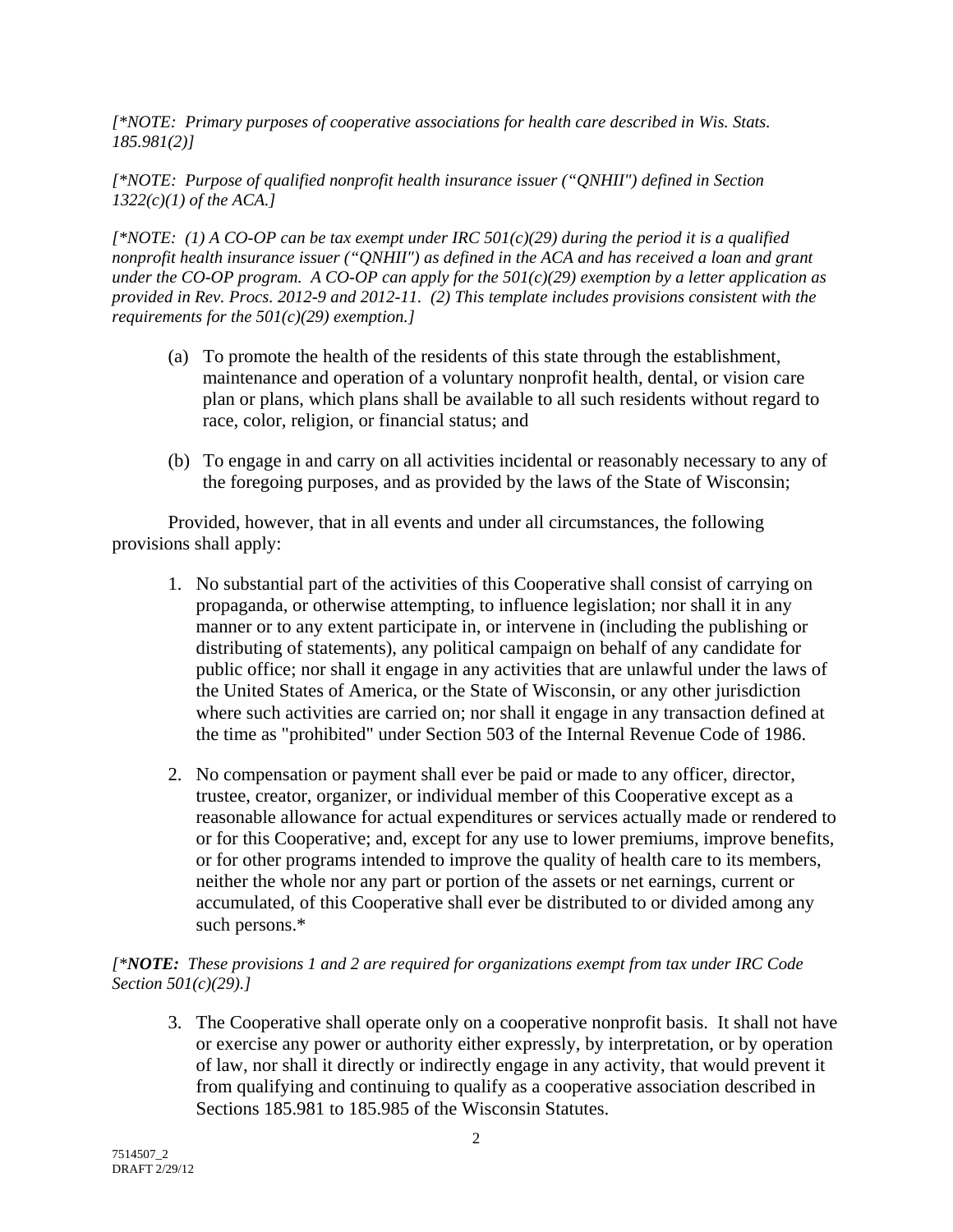*[\*NOTE: Primary purposes of cooperative associations for health care described in Wis. Stats. 185.981(2)]*

*[\*NOTE: Purpose of qualified nonprofit health insurance issuer ("QNHII") defined in Section 1322(c)(1) of the ACA.]*

*[\*NOTE: (1) A CO-OP can be tax exempt under IRC 501(c)(29) during the period it is a qualified nonprofit health insurance issuer ("QNHII") as defined in the ACA and has received a loan and grant under the CO-OP program. A CO-OP can apply for the 501(c)(29) exemption by a letter application as provided in Rev. Procs. 2012-9 and 2012-11. (2) This template includes provisions consistent with the requirements for the 501(c)(29) exemption.]*

(a) To promote the health of the residents of this state through the establishment, maintenance and operation of a voluntary nonprofit health, dental, or vision care plan or plans, which plans shall be available to all such residents without regard to race, color, religion, or financial status; and

(b) To engage in and carry on all activities incidental or reasonably necessary to any of the foregoing purposes, and as provided by the laws of the State of Wisconsin;

Provided, however, that in all events and under all circumstances, the following provisions shall apply:

1. No substantial part of the activities of this Cooperative shall consist of carrying on propaganda, or otherwise attempting, to influence legislation; nor shall it in any manner or to any extent participate in, or intervene in (including the publishing or distributing of statements), any political campaign on behalf of any candidate for public office; nor shall it engage in any activities that are unlawful under the laws of the United States of America, or the State of Wisconsin, or any other jurisdiction where such activities are carried on; nor shall it engage in any transaction defined at the time as "prohibited" under Section 503 of the Internal Revenue Code of 1986.

2. No compensation or payment shall ever be paid or made to any officer, director, trustee, creator, organizer, or individual member of this Cooperative except as a reasonable allowance for actual expenditures or services actually made or rendered to or for this Cooperative; and, except for any use to lower premiums, improve benefits, or for other programs intended to improve the quality of health care to its members, neither the whole nor any part or portion of the assets or net earnings, current or accumulated, of this Cooperative shall ever be distributed to or divided among any such persons.*

*[\****NOTE:*** *These provisions 1 and 2 are required for organizations exempt from tax under IRC Code Section 501(c)(29).]*

3. The Cooperative shall operate only on a cooperative nonprofit basis. It shall not have or exercise any power or authority either expressly, by interpretation, or by operation of law, nor shall it directly or indirectly engage in any activity, that would prevent it from qualifying and continuing to qualify as a cooperative association described in Sections 185.981 to 185.985 of the Wisconsin Statutes.

7514507_2
DRAFT 2/29/12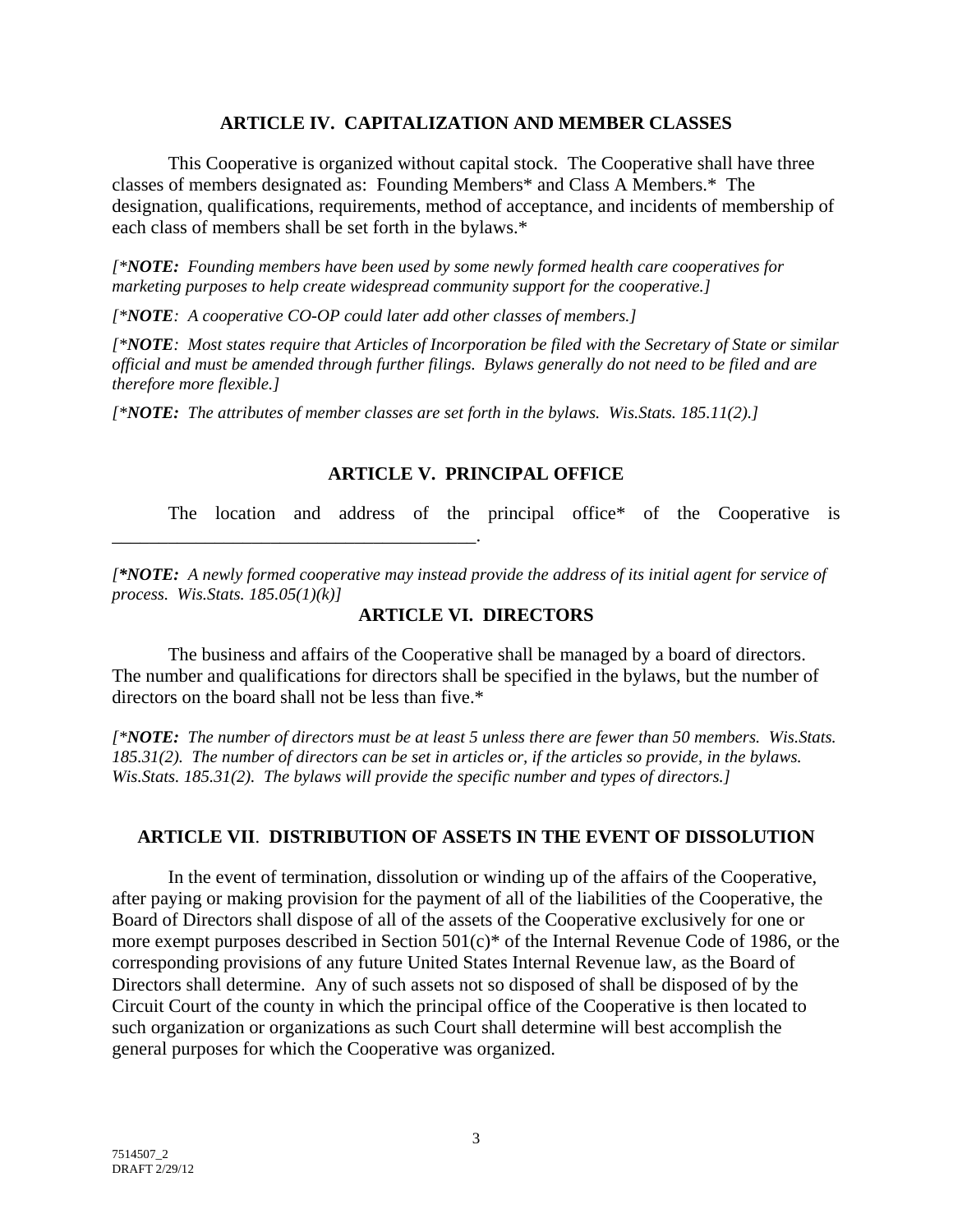## ARTICLE IV. CAPITALIZATION AND MEMBER CLASSES

This Cooperative is organized without capital stock. The Cooperative shall have three classes of members designated as: Founding Members* and Class A Members.* The designation, qualifications, requirements, method of acceptance, and incidents of membership of each class of members shall be set forth in the bylaws.*

*[*__NOTE:__ Founding members have been used by some newly formed health care cooperatives for marketing purposes to help create widespread community support for the cooperative.]*

*[*__NOTE__: A cooperative CO-OP could later add other classes of members.]*

*[*__NOTE__: Most states require that Articles of Incorporation be filed with the Secretary of State or similar official and must be amended through further filings. Bylaws generally do not need to be filed and are therefore more flexible.]*

*[*__NOTE:__ The attributes of member classes are set forth in the bylaws. Wis.Stats. 185.11(2).]*

## ARTICLE V. PRINCIPAL OFFICE

The location and address of the principal office* of the Cooperative is ________________________________________.

***[*NOTE:** A newly formed cooperative may instead provide the address of its initial agent for service of process. Wis.Stats. 185.05(1)(k)]*

## ARTICLE VI. DIRECTORS

The business and affairs of the Cooperative shall be managed by a board of directors. The number and qualifications for directors shall be specified in the bylaws, but the number of directors on the board shall not be less than five.*

*[*__NOTE:__ The number of directors must be at least 5 unless there are fewer than 50 members. Wis.Stats. 185.31(2). The number of directors can be set in articles or, if the articles so provide, in the bylaws. Wis.Stats. 185.31(2). The bylaws will provide the specific number and types of directors.]*

## ARTICLE VII. DISTRIBUTION OF ASSETS IN THE EVENT OF DISSOLUTION

In the event of termination, dissolution or winding up of the affairs of the Cooperative, after paying or making provision for the payment of all of the liabilities of the Cooperative, the Board of Directors shall dispose of all of the assets of the Cooperative exclusively for one or more exempt purposes described in Section 501(c)* of the Internal Revenue Code of 1986, or the corresponding provisions of any future United States Internal Revenue law, as the Board of Directors shall determine. Any of such assets not so disposed of shall be disposed of by the Circuit Court of the county in which the principal office of the Cooperative is then located to such organization or organizations as such Court shall determine will best accomplish the general purposes for which the Cooperative was organized.

7514507_2
DRAFT 2/29/12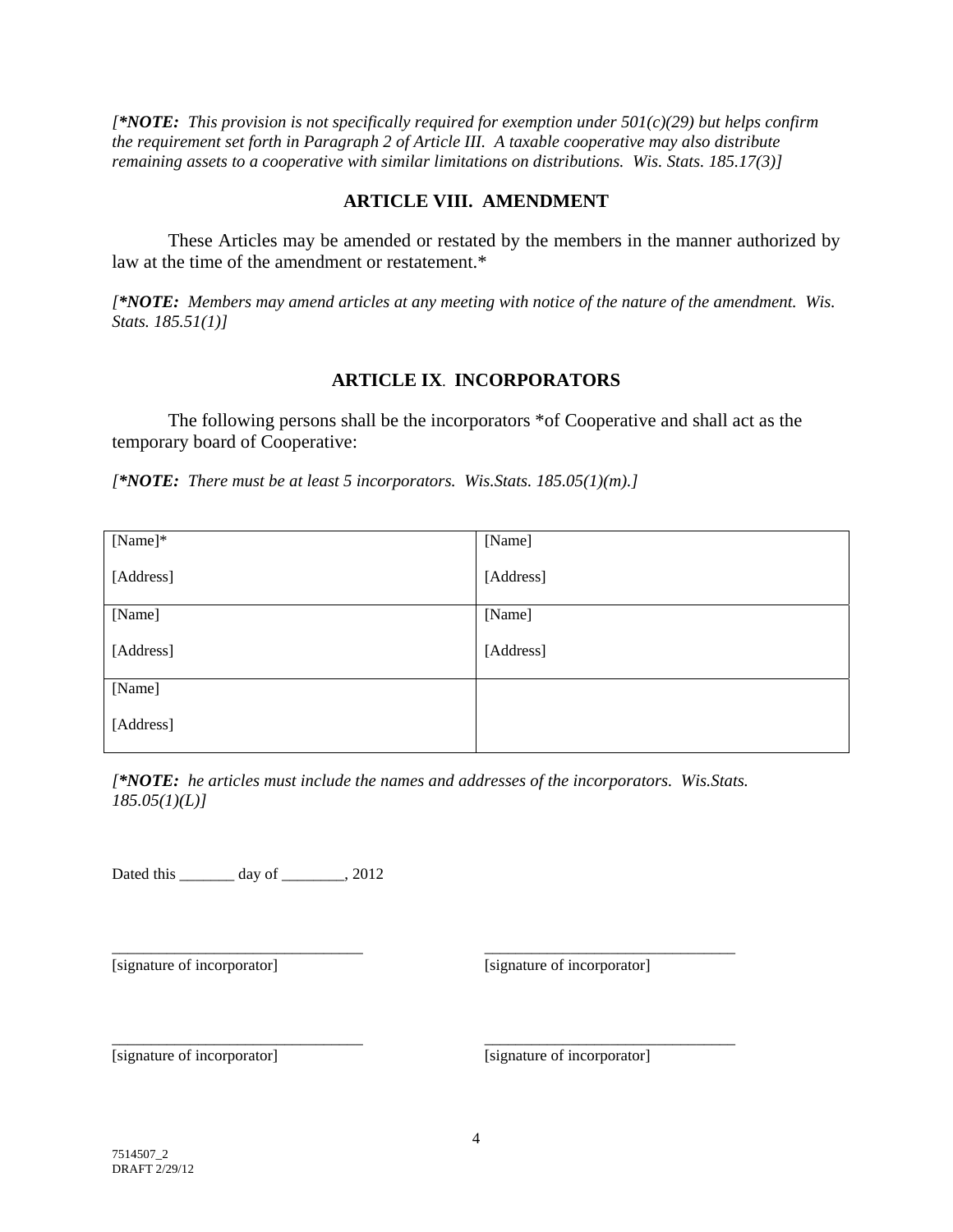*[\*NOTE: This provision is not specifically required for exemption under 501(c)(29) but helps confirm the requirement set forth in Paragraph 2 of Article III. A taxable cooperative may also distribute remaining assets to a cooperative with similar limitations on distributions. Wis. Stats. 185.17(3)]*

## ARTICLE VIII. AMENDMENT

These Articles may be amended or restated by the members in the manner authorized by law at the time of the amendment or restatement.*

*[\*NOTE: Members may amend articles at any meeting with notice of the nature of the amendment. Wis. Stats. 185.51(1)]*

## ARTICLE IX. INCORPORATORS

The following persons shall be the incorporators *of Cooperative and shall act as the temporary board of Cooperative:

*[\*NOTE: There must be at least 5 incorporators. Wis.Stats. 185.05(1)(m).]*

| | |
|---|---|
| [Name]*<br><br>[Address] | [Name]<br><br>[Address] |
| [Name]<br><br>[Address] | [Name]<br><br>[Address] |
| [Name]<br><br>[Address] | |

*[\*NOTE: he articles must include the names and addresses of the incorporators. Wis.Stats. 185.05(1)(L)]*

Dated this _______ day of ________, 2012

_______________________________ [signature of incorporator]

_______________________________ [signature of incorporator]

_______________________________ [signature of incorporator]

_______________________________ [signature of incorporator]

7514507_2
DRAFT 2/29/12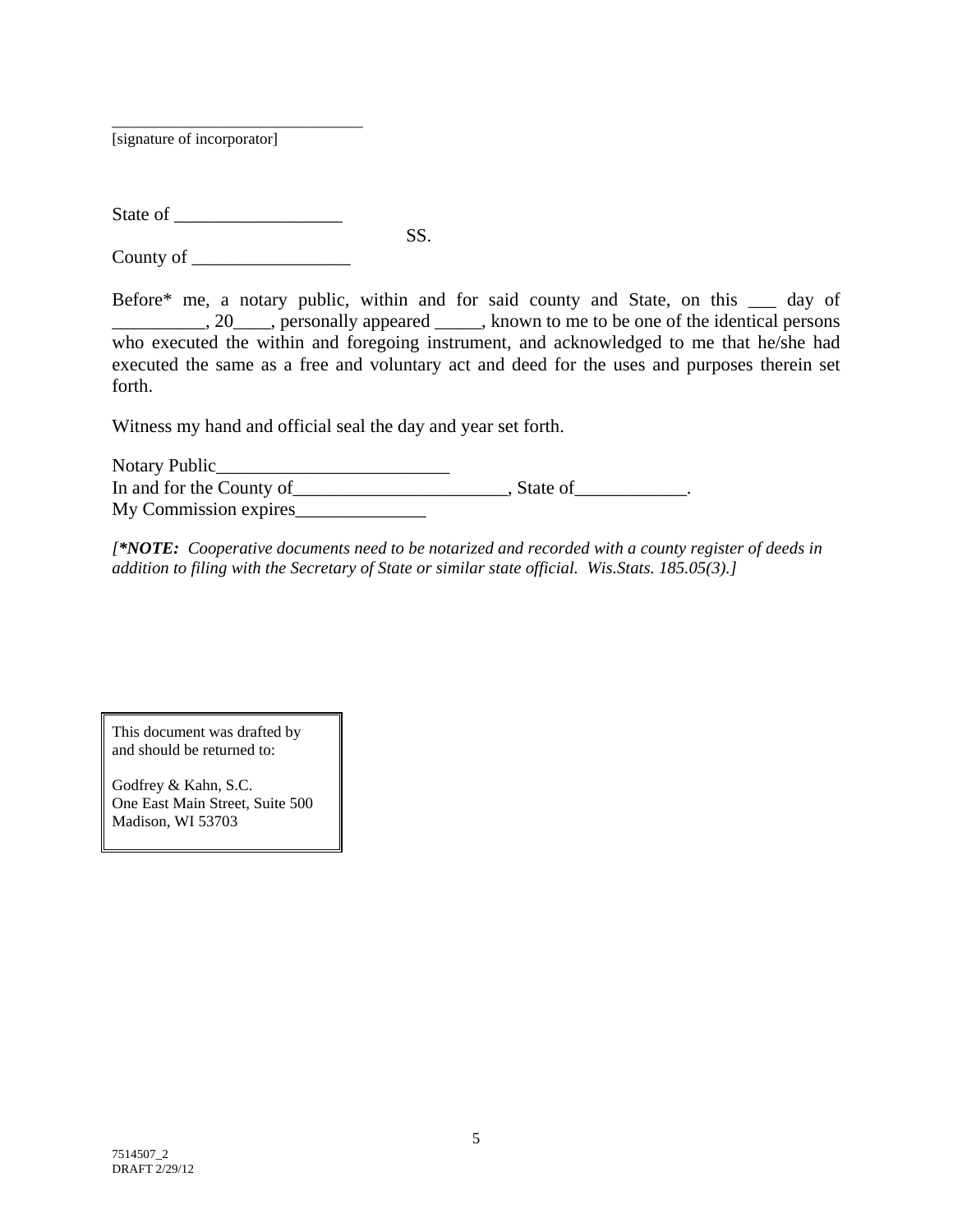\_\_\_\_\_\_\_\_\_\_\_\_\_\_\_\_\_\_\_\_\_\_\_\_\_\_\_\_\_\_
[signature of incorporator]

State of \_\_\_\_\_\_\_\_\_\_\_\_\_\_\_\_\_\_

SS.

County of \_\_\_\_\_\_\_\_\_\_\_\_\_\_\_\_\_

Before* me, a notary public, within and for said county and State, on this \_\_\_ day of \_\_\_\_\_\_\_\_\_\_, 20\_\_\_\_, personally appeared \_\_\_\_\_, known to me to be one of the identical persons who executed the within and foregoing instrument, and acknowledged to me that he/she had executed the same as a free and voluntary act and deed for the uses and purposes therein set forth.

Witness my hand and official seal the day and year set forth.

Notary Public\_\_\_\_\_\_\_\_\_\_\_\_\_\_\_\_\_\_\_\_\_\_\_\_\_
In and for the County of\_\_\_\_\_\_\_\_\_\_\_\_\_\_\_\_\_\_\_\_\_\_\_, State of\_\_\_\_\_\_\_\_\_\_\_\_.
My Commission expires\_\_\_\_\_\_\_\_\_\_\_\_\_\_

*[****NOTE:** Cooperative documents need to be notarized and recorded with a county register of deeds in addition to filing with the Secretary of State or similar state official. Wis.Stats. 185.05(3).]*

This document was drafted by and should be returned to:

Godfrey & Kahn, S.C.
One East Main Street, Suite 500
Madison, WI 53703

7514507_2
DRAFT 2/29/12